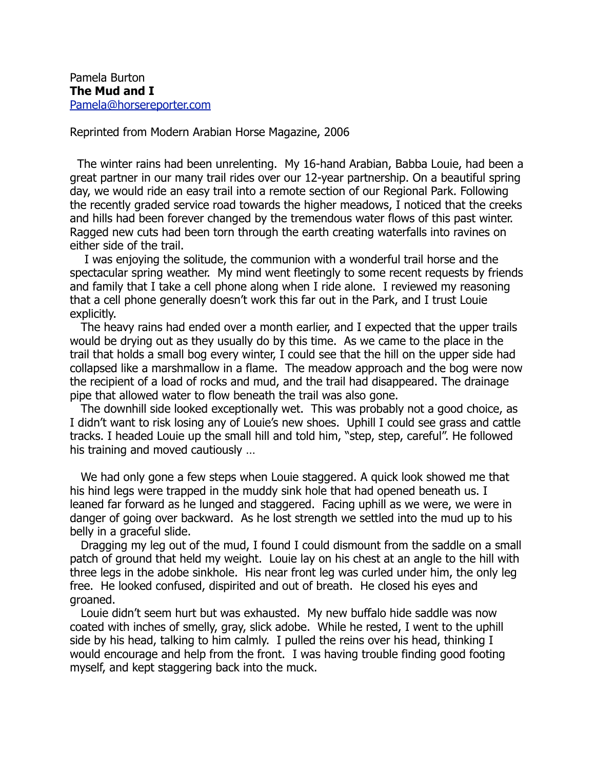Pamela Burton
**The Mud and I**
[Pamela@horsereporter.com](mailto:Pamela@horsereporter.com)

Reprinted from Modern Arabian Horse Magazine, 2006

The winter rains had been unrelenting. My 16-hand Arabian, Babba Louie, had been a great partner in our many trail rides over our 12-year partnership. On a beautiful spring day, we would ride an easy trail into a remote section of our Regional Park. Following the recently graded service road towards the higher meadows, I noticed that the creeks and hills had been forever changed by the tremendous water flows of this past winter. Ragged new cuts had been torn through the earth creating waterfalls into ravines on either side of the trail.

I was enjoying the solitude, the communion with a wonderful trail horse and the spectacular spring weather. My mind went fleetingly to some recent requests by friends and family that I take a cell phone along when I ride alone. I reviewed my reasoning that a cell phone generally doesn't work this far out in the Park, and I trust Louie explicitly.

The heavy rains had ended over a month earlier, and I expected that the upper trails would be drying out as they usually do by this time. As we came to the place in the trail that holds a small bog every winter, I could see that the hill on the upper side had collapsed like a marshmallow in a flame. The meadow approach and the bog were now the recipient of a load of rocks and mud, and the trail had disappeared. The drainage pipe that allowed water to flow beneath the trail was also gone.

The downhill side looked exceptionally wet. This was probably not a good choice, as I didn't want to risk losing any of Louie's new shoes. Uphill I could see grass and cattle tracks. I headed Louie up the small hill and told him, "step, step, careful". He followed his training and moved cautiously …

We had only gone a few steps when Louie staggered. A quick look showed me that his hind legs were trapped in the muddy sink hole that had opened beneath us. I leaned far forward as he lunged and staggered. Facing uphill as we were, we were in danger of going over backward. As he lost strength we settled into the mud up to his belly in a graceful slide.

Dragging my leg out of the mud, I found I could dismount from the saddle on a small patch of ground that held my weight. Louie lay on his chest at an angle to the hill with three legs in the adobe sinkhole. His near front leg was curled under him, the only leg free. He looked confused, dispirited and out of breath. He closed his eyes and groaned.

Louie didn't seem hurt but was exhausted. My new buffalo hide saddle was now coated with inches of smelly, gray, slick adobe. While he rested, I went to the uphill side by his head, talking to him calmly. I pulled the reins over his head, thinking I would encourage and help from the front. I was having trouble finding good footing myself, and kept staggering back into the muck.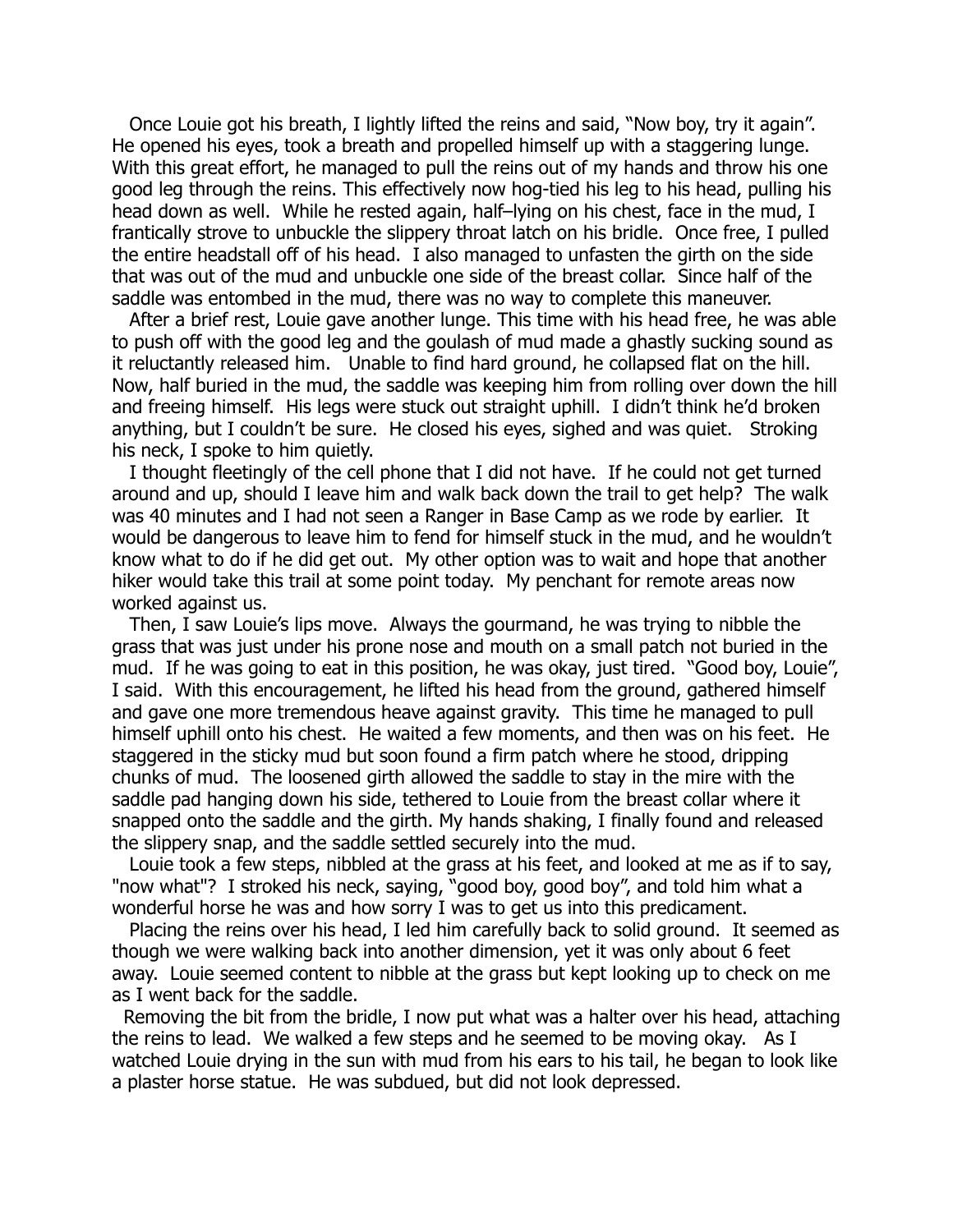Once Louie got his breath, I lightly lifted the reins and said, "Now boy, try it again". He opened his eyes, took a breath and propelled himself up with a staggering lunge. With this great effort, he managed to pull the reins out of my hands and throw his one good leg through the reins. This effectively now hog-tied his leg to his head, pulling his head down as well. While he rested again, half–lying on his chest, face in the mud, I frantically strove to unbuckle the slippery throat latch on his bridle. Once free, I pulled the entire headstall off of his head. I also managed to unfasten the girth on the side that was out of the mud and unbuckle one side of the breast collar. Since half of the saddle was entombed in the mud, there was no way to complete this maneuver.

After a brief rest, Louie gave another lunge. This time with his head free, he was able to push off with the good leg and the goulash of mud made a ghastly sucking sound as it reluctantly released him. Unable to find hard ground, he collapsed flat on the hill. Now, half buried in the mud, the saddle was keeping him from rolling over down the hill and freeing himself. His legs were stuck out straight uphill. I didn't think he'd broken anything, but I couldn't be sure. He closed his eyes, sighed and was quiet. Stroking his neck, I spoke to him quietly.

I thought fleetingly of the cell phone that I did not have. If he could not get turned around and up, should I leave him and walk back down the trail to get help? The walk was 40 minutes and I had not seen a Ranger in Base Camp as we rode by earlier. It would be dangerous to leave him to fend for himself stuck in the mud, and he wouldn't know what to do if he did get out. My other option was to wait and hope that another hiker would take this trail at some point today. My penchant for remote areas now worked against us.

Then, I saw Louie's lips move. Always the gourmand, he was trying to nibble the grass that was just under his prone nose and mouth on a small patch not buried in the mud. If he was going to eat in this position, he was okay, just tired. "Good boy, Louie", I said. With this encouragement, he lifted his head from the ground, gathered himself and gave one more tremendous heave against gravity. This time he managed to pull himself uphill onto his chest. He waited a few moments, and then was on his feet. He staggered in the sticky mud but soon found a firm patch where he stood, dripping chunks of mud. The loosened girth allowed the saddle to stay in the mire with the saddle pad hanging down his side, tethered to Louie from the breast collar where it snapped onto the saddle and the girth. My hands shaking, I finally found and released the slippery snap, and the saddle settled securely into the mud.

Louie took a few steps, nibbled at the grass at his feet, and looked at me as if to say, "now what"? I stroked his neck, saying, "good boy, good boy", and told him what a wonderful horse he was and how sorry I was to get us into this predicament.

Placing the reins over his head, I led him carefully back to solid ground. It seemed as though we were walking back into another dimension, yet it was only about 6 feet away. Louie seemed content to nibble at the grass but kept looking up to check on me as I went back for the saddle.

Removing the bit from the bridle, I now put what was a halter over his head, attaching the reins to lead. We walked a few steps and he seemed to be moving okay. As I watched Louie drying in the sun with mud from his ears to his tail, he began to look like a plaster horse statue. He was subdued, but did not look depressed.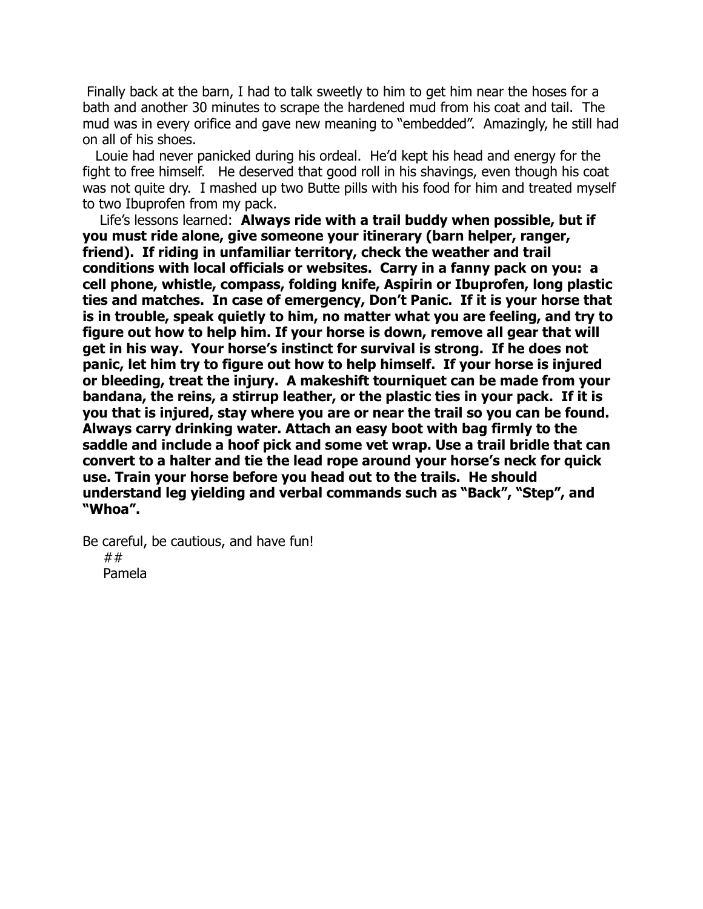Finally back at the barn, I had to talk sweetly to him to get him near the hoses for a bath and another 30 minutes to scrape the hardened mud from his coat and tail. The mud was in every orifice and gave new meaning to "embedded". Amazingly, he still had on all of his shoes.

Louie had never panicked during his ordeal. He'd kept his head and energy for the fight to free himself. He deserved that good roll in his shavings, even though his coat was not quite dry. I mashed up two Butte pills with his food for him and treated myself to two Ibuprofen from my pack.

Life's lessons learned: **Always ride with a trail buddy when possible, but if you must ride alone, give someone your itinerary (barn helper, ranger, friend). If riding in unfamiliar territory, check the weather and trail conditions with local officials or websites. Carry in a fanny pack on you: a cell phone, whistle, compass, folding knife, Aspirin or Ibuprofen, long plastic ties and matches. In case of emergency, Don't Panic. If it is your horse that is in trouble, speak quietly to him, no matter what you are feeling, and try to figure out how to help him. If your horse is down, remove all gear that will get in his way. Your horse's instinct for survival is strong. If he does not panic, let him try to figure out how to help himself. If your horse is injured or bleeding, treat the injury. A makeshift tourniquet can be made from your bandana, the reins, a stirrup leather, or the plastic ties in your pack. If it is you that is injured, stay where you are or near the trail so you can be found. Always carry drinking water. Attach an easy boot with bag firmly to the saddle and include a hoof pick and some vet wrap. Use a trail bridle that can convert to a halter and tie the lead rope around your horse's neck for quick use. Train your horse before you head out to the trails. He should understand leg yielding and verbal commands such as "Back", "Step", and "Whoa".**

Be careful, be cautious, and have fun!

##

Pamela